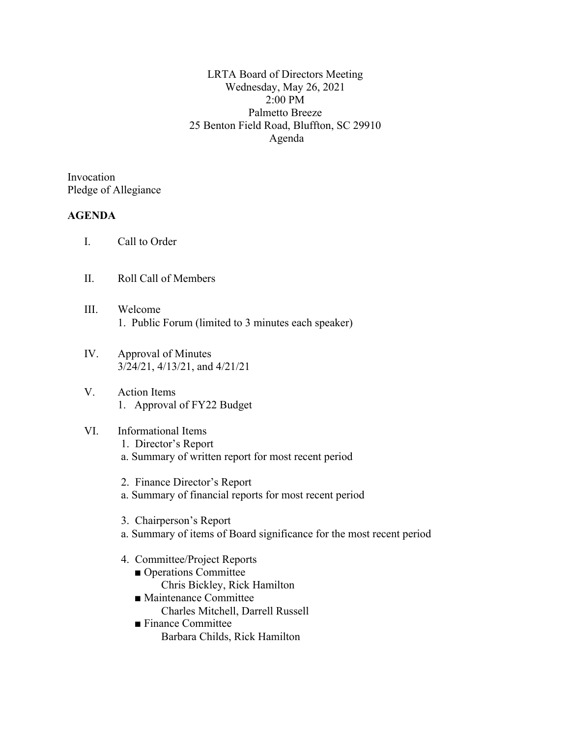LRTA Board of Directors Meeting
Wednesday, May 26, 2021
2:00 PM
Palmetto Breeze
25 Benton Field Road, Bluffton, SC 29910
Agenda

Invocation
Pledge of Allegiance

**AGENDA**

I. Call to Order

II. Roll Call of Members

III. Welcome
   1. Public Forum (limited to 3 minutes each speaker)

IV. Approval of Minutes
   3/24/21, 4/13/21, and 4/21/21

V. Action Items
   1. Approval of FY22 Budget

VI. Informational Items
   1. Director's Report
      a. Summary of written report for most recent period

   2. Finance Director's Report
      a. Summary of financial reports for most recent period

   3. Chairperson's Report
      a. Summary of items of Board significance for the most recent period

   4. Committee/Project Reports
      - Operations Committee
        Chris Bickley, Rick Hamilton
      - Maintenance Committee
        Charles Mitchell, Darrell Russell
      - Finance Committee
        Barbara Childs, Rick Hamilton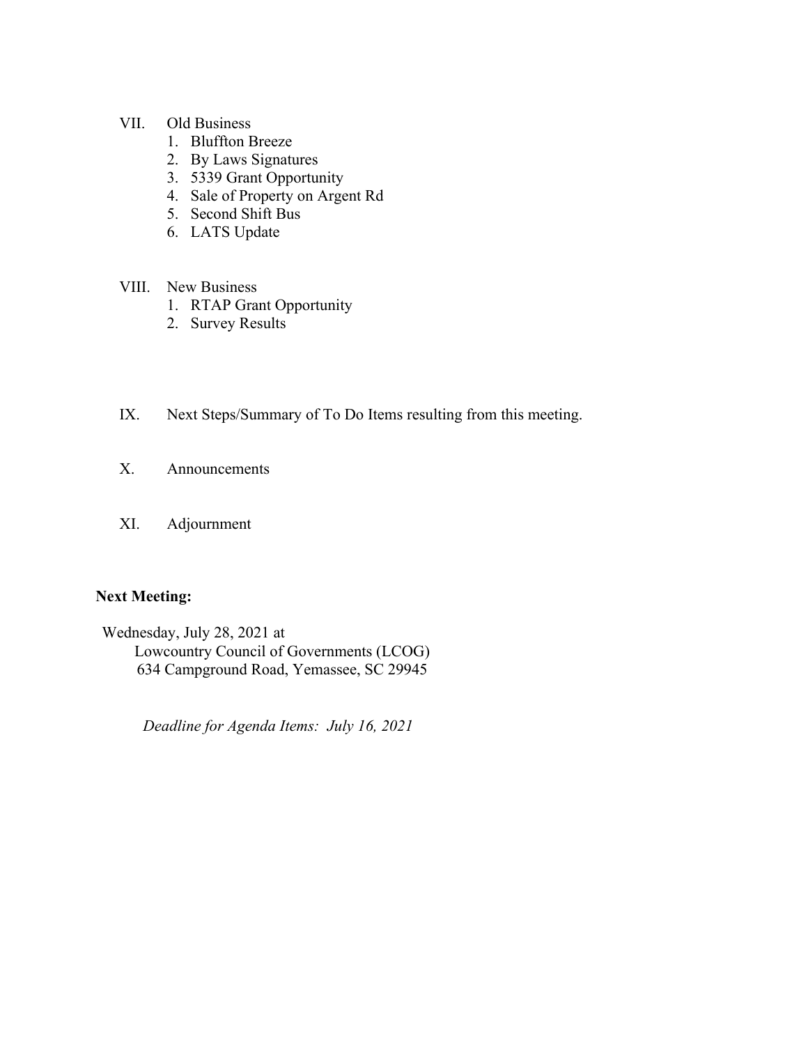VII. Old Business

1. Bluffton Breeze
2. By Laws Signatures
3. 5339 Grant Opportunity
4. Sale of Property on Argent Rd
5. Second Shift Bus
6. LATS Update

VIII. New Business

1. RTAP Grant Opportunity
2. Survey Results

IX. Next Steps/Summary of To Do Items resulting from this meeting.

X. Announcements

XI. Adjournment

**Next Meeting:**

Wednesday, July 28, 2021 at
Lowcountry Council of Governments (LCOG)
634 Campground Road, Yemassee, SC 29945

*Deadline for Agenda Items: July 16, 2021*